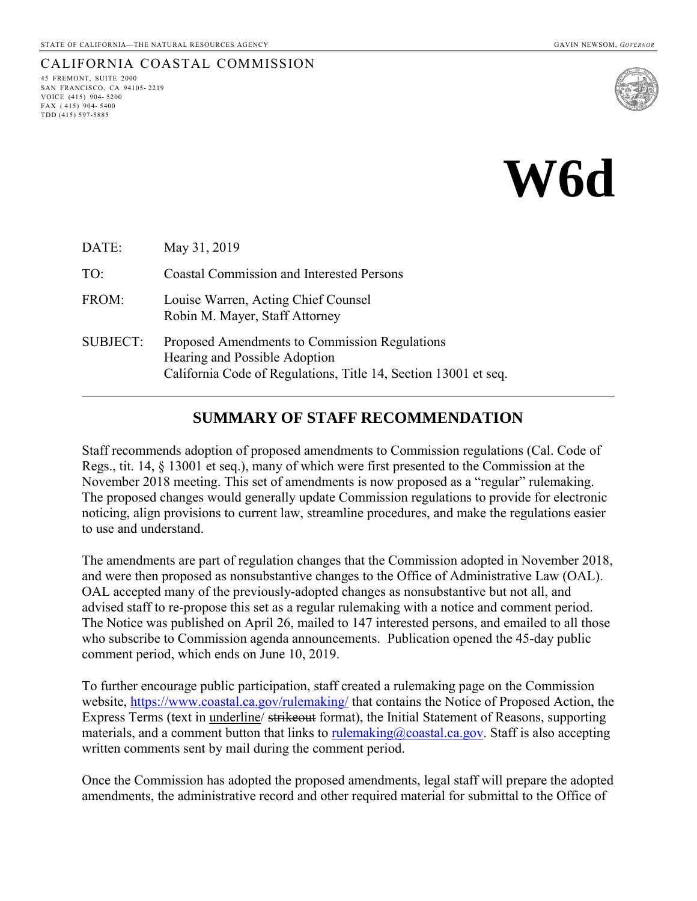STATE OF CALIFORNIA—THE NATURAL RESOURCES AGENCY GAVIN NEWSOM, *GOVERNOR*

CALIFORNIA COASTAL COMMISSION
45 FREMONT, SUITE 2000
SAN FRANCISCO, CA 94105-2219
VOICE (415) 904-5200
FAX (415) 904-5400
TDD (415) 597-5885

# W6d

| | |
|---|---|
| DATE: | May 31, 2019 |
| TO: | Coastal Commission and Interested Persons |
| FROM: | Louise Warren, Acting Chief Counsel<br>Robin M. Mayer, Staff Attorney |
| SUBJECT: | Proposed Amendments to Commission Regulations<br>Hearing and Possible Adoption<br>California Code of Regulations, Title 14, Section 13001 et seq. |

---

## SUMMARY OF STAFF RECOMMENDATION

Staff recommends adoption of proposed amendments to Commission regulations (Cal. Code of Regs., tit. 14, § 13001 et seq.), many of which were first presented to the Commission at the November 2018 meeting. This set of amendments is now proposed as a "regular" rulemaking. The proposed changes would generally update Commission regulations to provide for electronic noticing, align provisions to current law, streamline procedures, and make the regulations easier to use and understand.

The amendments are part of regulation changes that the Commission adopted in November 2018, and were then proposed as nonsubstantive changes to the Office of Administrative Law (OAL). OAL accepted many of the previously-adopted changes as nonsubstantive but not all, and advised staff to re-propose this set as a regular rulemaking with a notice and comment period. The Notice was published on April 26, mailed to 147 interested persons, and emailed to all those who subscribe to Commission agenda announcements. Publication opened the 45-day public comment period, which ends on June 10, 2019.

To further encourage public participation, staff created a rulemaking page on the Commission website, https://www.coastal.ca.gov/rulemaking/ that contains the Notice of Proposed Action, the Express Terms (text in <u>underline</u>/ ~~strikeout~~ format), the Initial Statement of Reasons, supporting materials, and a comment button that links to rulemaking@coastal.ca.gov. Staff is also accepting written comments sent by mail during the comment period.

Once the Commission has adopted the proposed amendments, legal staff will prepare the adopted amendments, the administrative record and other required material for submittal to the Office of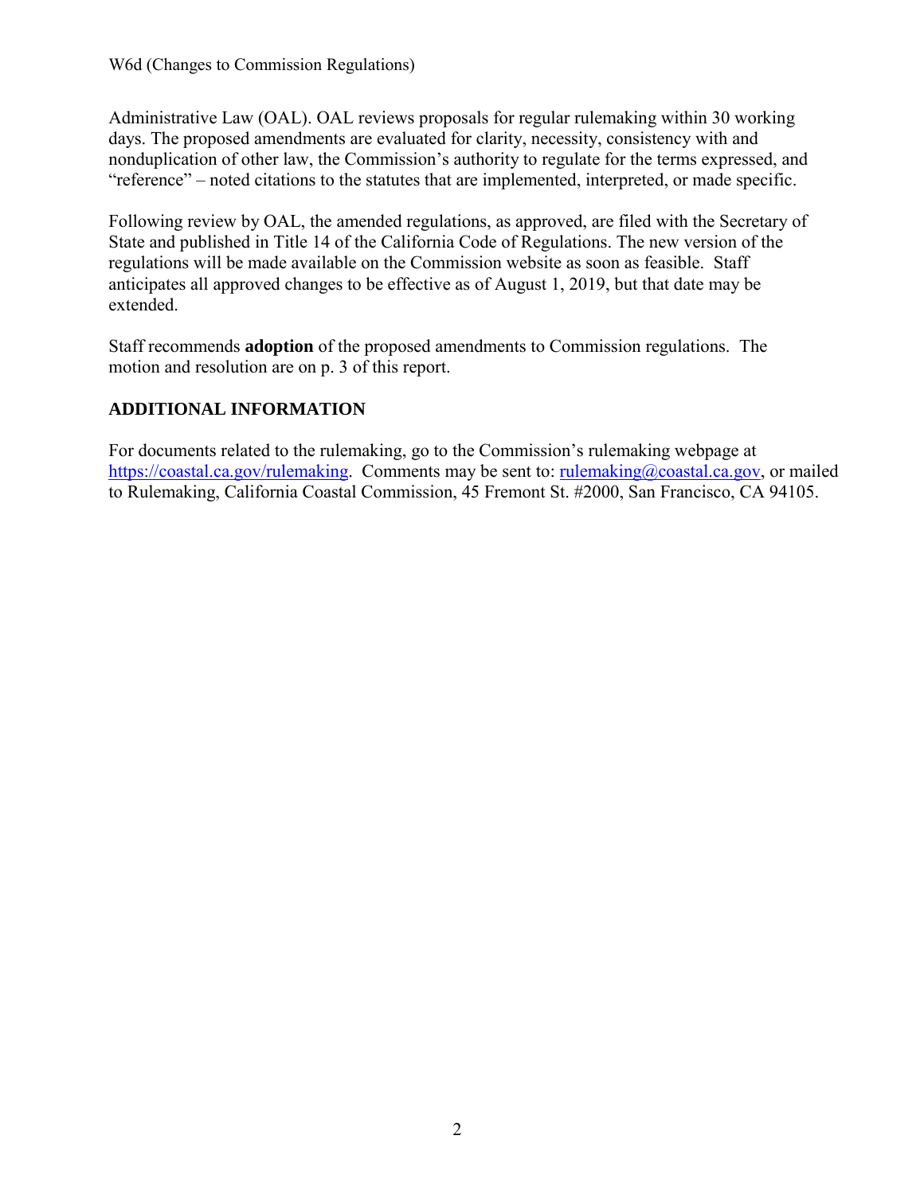Administrative Law (OAL). OAL reviews proposals for regular rulemaking within 30 working days. The proposed amendments are evaluated for clarity, necessity, consistency with and nonduplication of other law, the Commission's authority to regulate for the terms expressed, and "reference" – noted citations to the statutes that are implemented, interpreted, or made specific.

Following review by OAL, the amended regulations, as approved, are filed with the Secretary of State and published in Title 14 of the California Code of Regulations. The new version of the regulations will be made available on the Commission website as soon as feasible. Staff anticipates all approved changes to be effective as of August 1, 2019, but that date may be extended.

Staff recommends **adoption** of the proposed amendments to Commission regulations. The motion and resolution are on p. 3 of this report.

## ADDITIONAL INFORMATION

For documents related to the rulemaking, go to the Commission's rulemaking webpage at https://coastal.ca.gov/rulemaking. Comments may be sent to: rulemaking@coastal.ca.gov, or mailed to Rulemaking, California Coastal Commission, 45 Fremont St. #2000, San Francisco, CA 94105.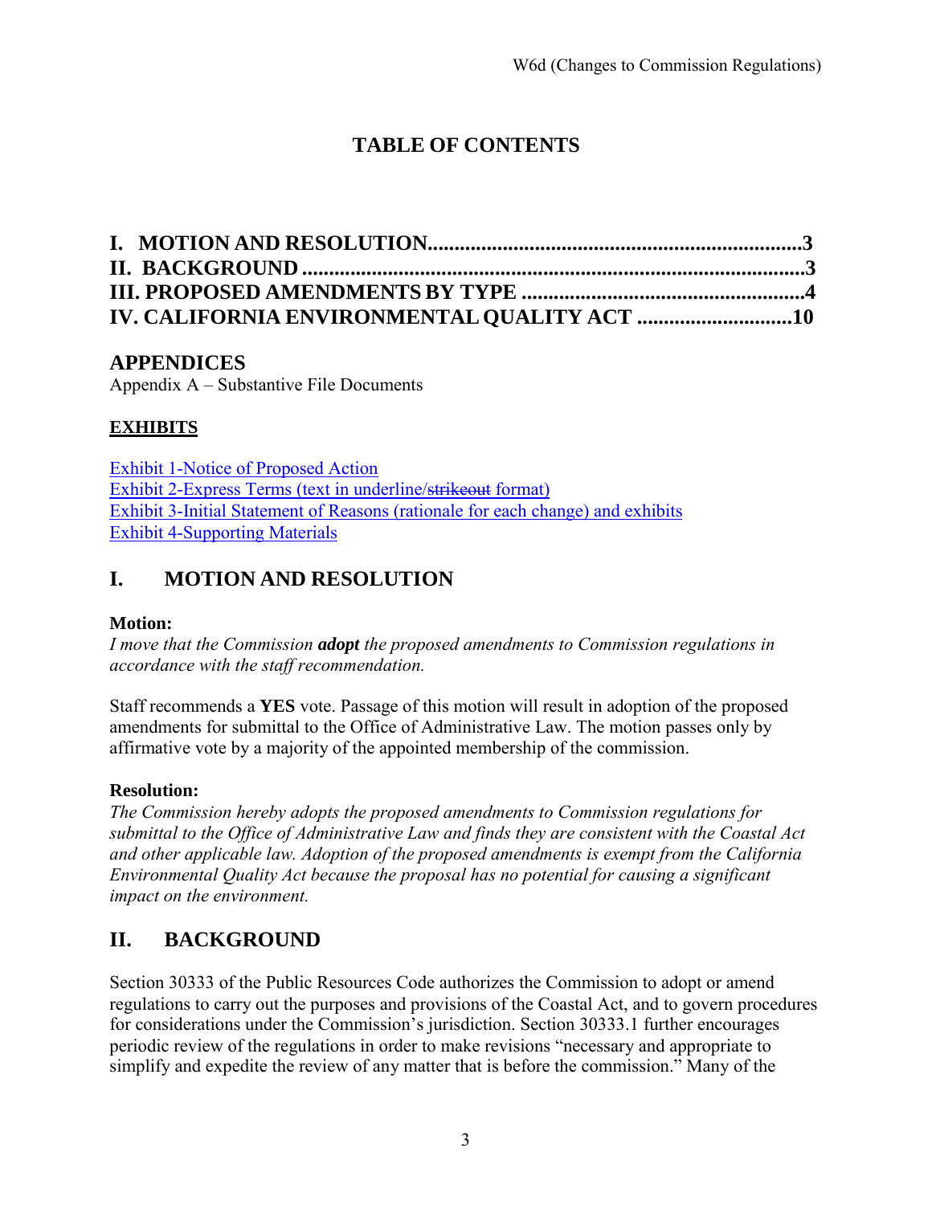# TABLE OF CONTENTS

**I. MOTION AND RESOLUTION......................................................................3**
**II. BACKGROUND ..............................................................................................3**
**III. PROPOSED AMENDMENTS BY TYPE .....................................................4**
**IV. CALIFORNIA ENVIRONMENTAL QUALITY ACT .............................10**

## APPENDICES

Appendix A – Substantive File Documents

**EXHIBITS**

Exhibit 1-Notice of Proposed Action
Exhibit 2-Express Terms (text in underline/~~strikeout~~ format)
Exhibit 3-Initial Statement of Reasons (rationale for each change) and exhibits
Exhibit 4-Supporting Materials

## I. MOTION AND RESOLUTION

**Motion:**
*I move that the Commission **adopt** the proposed amendments to Commission regulations in accordance with the staff recommendation.*

Staff recommends a **YES** vote. Passage of this motion will result in adoption of the proposed amendments for submittal to the Office of Administrative Law. The motion passes only by affirmative vote by a majority of the appointed membership of the commission.

**Resolution:**
*The Commission hereby adopts the proposed amendments to Commission regulations for submittal to the Office of Administrative Law and finds they are consistent with the Coastal Act and other applicable law. Adoption of the proposed amendments is exempt from the California Environmental Quality Act because the proposal has no potential for causing a significant impact on the environment.*

## II. BACKGROUND

Section 30333 of the Public Resources Code authorizes the Commission to adopt or amend regulations to carry out the purposes and provisions of the Coastal Act, and to govern procedures for considerations under the Commission's jurisdiction. Section 30333.1 further encourages periodic review of the regulations in order to make revisions "necessary and appropriate to simplify and expedite the review of any matter that is before the commission." Many of the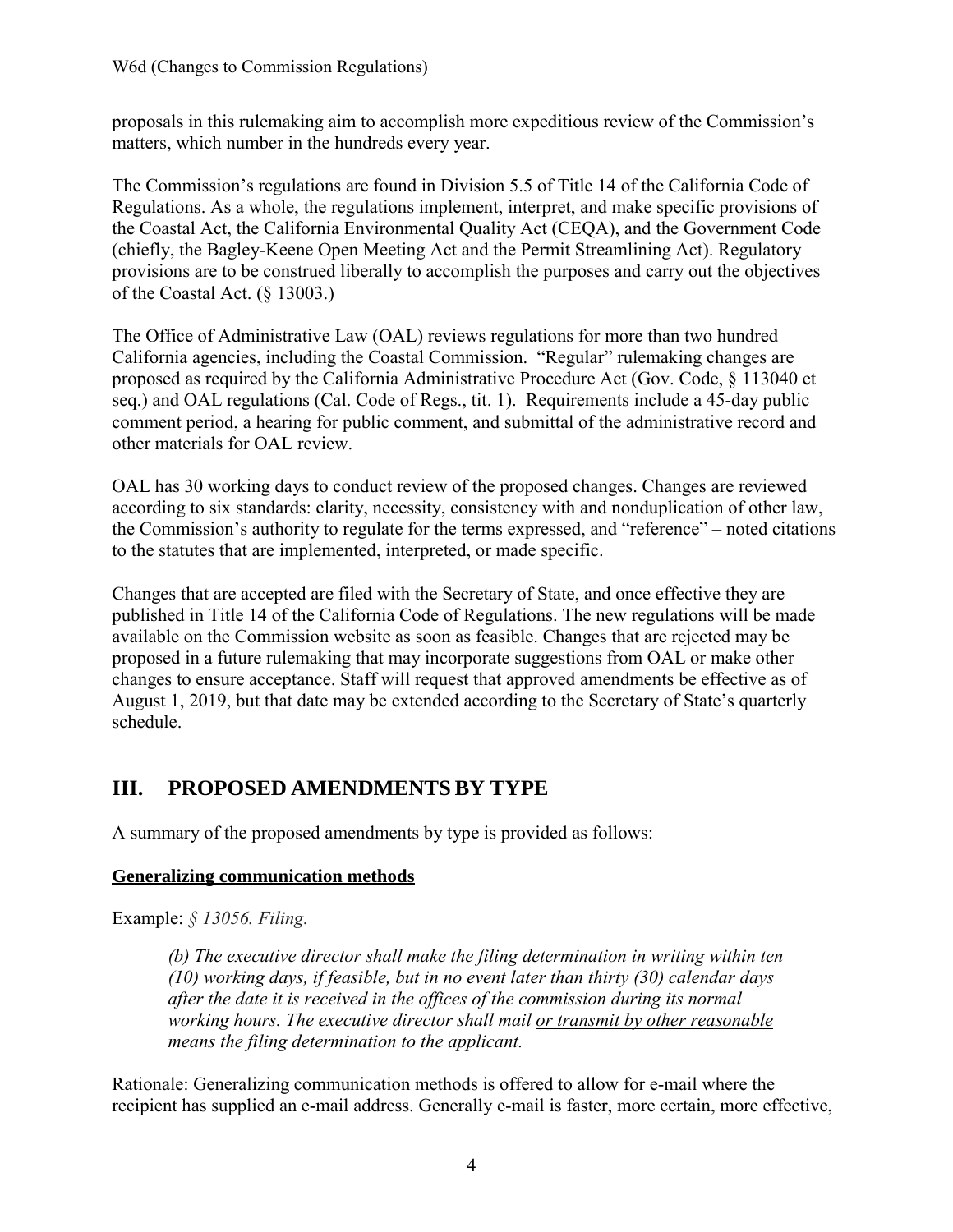proposals in this rulemaking aim to accomplish more expeditious review of the Commission's matters, which number in the hundreds every year.

The Commission's regulations are found in Division 5.5 of Title 14 of the California Code of Regulations. As a whole, the regulations implement, interpret, and make specific provisions of the Coastal Act, the California Environmental Quality Act (CEQA), and the Government Code (chiefly, the Bagley-Keene Open Meeting Act and the Permit Streamlining Act). Regulatory provisions are to be construed liberally to accomplish the purposes and carry out the objectives of the Coastal Act. (§ 13003.)

The Office of Administrative Law (OAL) reviews regulations for more than two hundred California agencies, including the Coastal Commission. "Regular" rulemaking changes are proposed as required by the California Administrative Procedure Act (Gov. Code, § 113040 et seq.) and OAL regulations (Cal. Code of Regs., tit. 1). Requirements include a 45-day public comment period, a hearing for public comment, and submittal of the administrative record and other materials for OAL review.

OAL has 30 working days to conduct review of the proposed changes. Changes are reviewed according to six standards: clarity, necessity, consistency with and nonduplication of other law, the Commission's authority to regulate for the terms expressed, and "reference" – noted citations to the statutes that are implemented, interpreted, or made specific.

Changes that are accepted are filed with the Secretary of State, and once effective they are published in Title 14 of the California Code of Regulations. The new regulations will be made available on the Commission website as soon as feasible. Changes that are rejected may be proposed in a future rulemaking that may incorporate suggestions from OAL or make other changes to ensure acceptance. Staff will request that approved amendments be effective as of August 1, 2019, but that date may be extended according to the Secretary of State's quarterly schedule.

## III. PROPOSED AMENDMENTS BY TYPE

A summary of the proposed amendments by type is provided as follows:

**<u>Generalizing communication methods</u>**

Example: *§ 13056. Filing.*

> *(b) The executive director shall make the filing determination in writing within ten (10) working days, if feasible, but in no event later than thirty (30) calendar days after the date it is received in the offices of the commission during its normal working hours. The executive director shall mail <u>or transmit by other reasonable means</u> the filing determination to the applicant.*

Rationale: Generalizing communication methods is offered to allow for e-mail where the recipient has supplied an e-mail address. Generally e-mail is faster, more certain, more effective,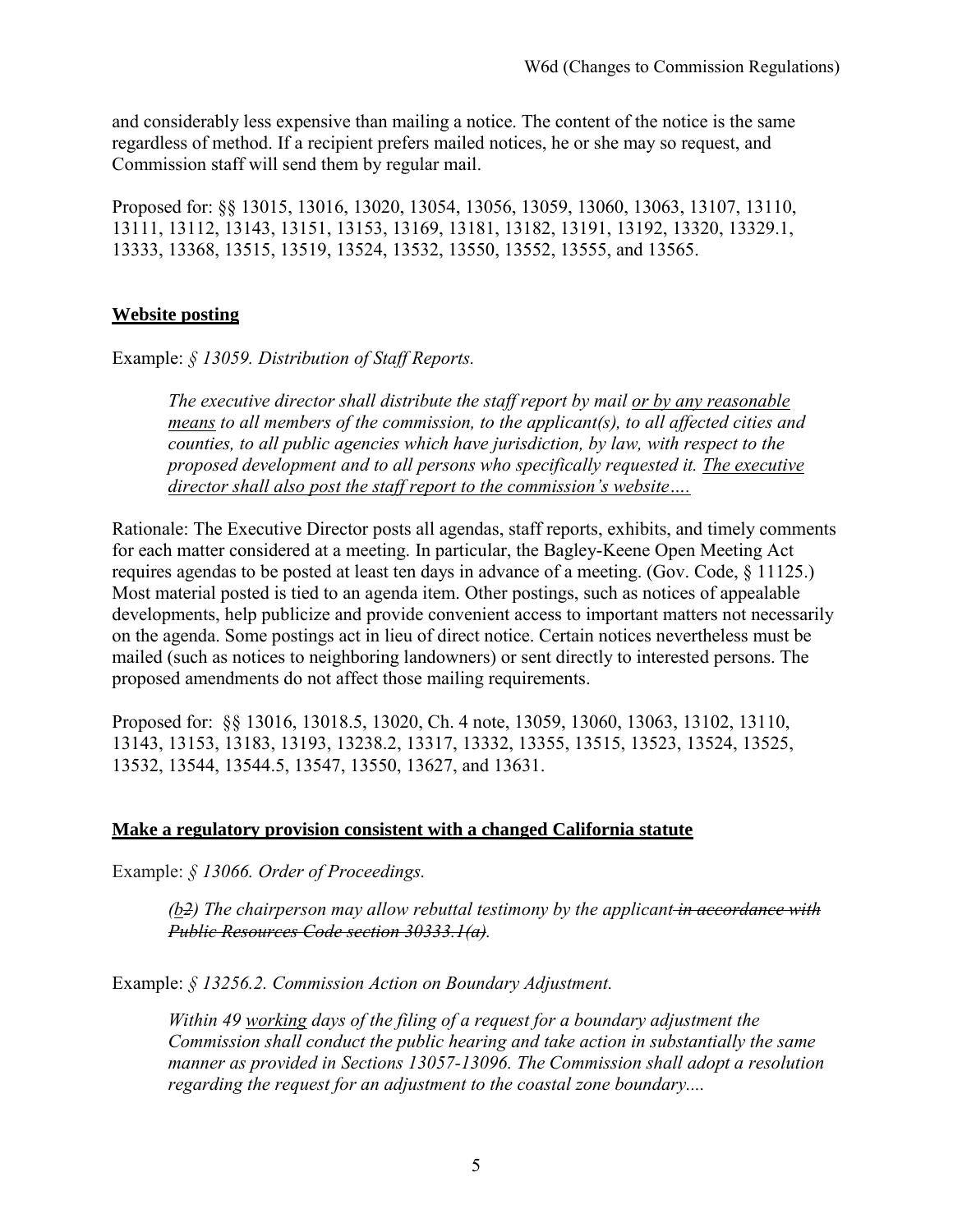and considerably less expensive than mailing a notice. The content of the notice is the same regardless of method. If a recipient prefers mailed notices, he or she may so request, and Commission staff will send them by regular mail.

Proposed for: §§ 13015, 13016, 13020, 13054, 13056, 13059, 13060, 13063, 13107, 13110, 13111, 13112, 13143, 13151, 13153, 13169, 13181, 13182, 13191, 13192, 13320, 13329.1, 13333, 13368, 13515, 13519, 13524, 13532, 13550, 13552, 13555, and 13565.

## Website posting

Example: *§ 13059. Distribution of Staff Reports.*

> *The executive director shall distribute the staff report by mail <u>or by any reasonable means</u> to all members of the commission, to the applicant(s), to all affected cities and counties, to all public agencies which have jurisdiction, by law, with respect to the proposed development and to all persons who specifically requested it. <u>The executive director shall also post the staff report to the commission's website</u>….*

Rationale: The Executive Director posts all agendas, staff reports, exhibits, and timely comments for each matter considered at a meeting. In particular, the Bagley-Keene Open Meeting Act requires agendas to be posted at least ten days in advance of a meeting. (Gov. Code, § 11125.) Most material posted is tied to an agenda item. Other postings, such as notices of appealable developments, help publicize and provide convenient access to important matters not necessarily on the agenda. Some postings act in lieu of direct notice. Certain notices nevertheless must be mailed (such as notices to neighboring landowners) or sent directly to interested persons. The proposed amendments do not affect those mailing requirements.

Proposed for: §§ 13016, 13018.5, 13020, Ch. 4 note, 13059, 13060, 13063, 13102, 13110, 13143, 13153, 13183, 13193, 13238.2, 13317, 13332, 13355, 13515, 13523, 13524, 13525, 13532, 13544, 13544.5, 13547, 13550, 13627, and 13631.

## Make a regulatory provision consistent with a changed California statute

Example: *§ 13066. Order of Proceedings.*

> *(<u>b</u>~~2~~) The chairperson may allow rebuttal testimony by the applicant ~~in accordance with Public Resources Code section 30333.1(a)~~.*

Example: *§ 13256.2. Commission Action on Boundary Adjustment.*

> *Within 49 <u>working</u> days of the filing of a request for a boundary adjustment the Commission shall conduct the public hearing and take action in substantially the same manner as provided in Sections 13057-13096. The Commission shall adopt a resolution regarding the request for an adjustment to the coastal zone boundary....*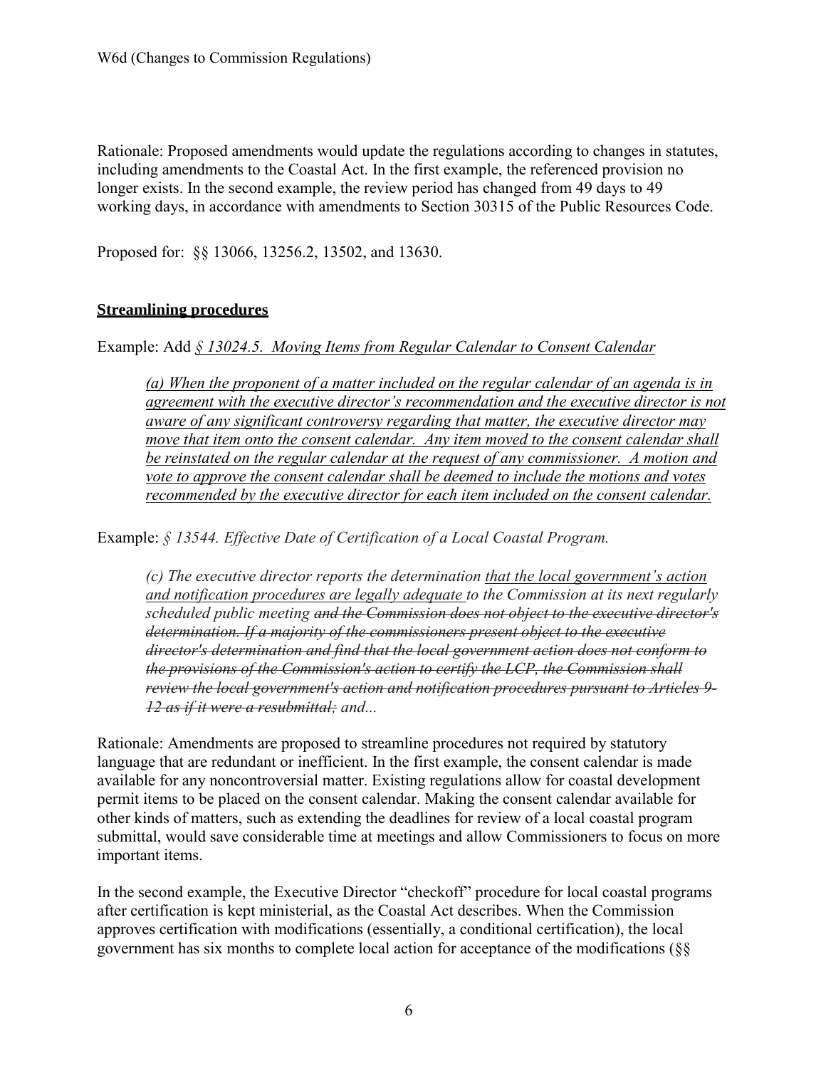Rationale: Proposed amendments would update the regulations according to changes in statutes, including amendments to the Coastal Act. In the first example, the referenced provision no longer exists. In the second example, the review period has changed from 49 days to 49 working days, in accordance with amendments to Section 30315 of the Public Resources Code.

Proposed for: §§ 13066, 13256.2, 13502, and 13630.

**Streamlining procedures**

Example: Add <u>*§ 13024.5. Moving Items from Regular Calendar to Consent Calendar*</u>

> <u>*(a) When the proponent of a matter included on the regular calendar of an agenda is in agreement with the executive director's recommendation and the executive director is not aware of any significant controversy regarding that matter, the executive director may move that item onto the consent calendar. Any item moved to the consent calendar shall be reinstated on the regular calendar at the request of any commissioner. A motion and vote to approve the consent calendar shall be deemed to include the motions and votes recommended by the executive director for each item included on the consent calendar.*</u>

Example: *§ 13544. Effective Date of Certification of a Local Coastal Program.*

> *(c) The executive director reports the determination <u>that the local government's action and notification procedures are legally adequate</u> to the Commission at its next regularly scheduled public meeting ~~and the Commission does not object to the executive director's determination. If a majority of the commissioners present object to the executive director's determination and find that the local government action does not conform to the provisions of the Commission's action to certify the LCP, the Commission shall review the local government's action and notification procedures pursuant to Articles 9-12 as if it were a resubmittal;~~ and...*

Rationale: Amendments are proposed to streamline procedures not required by statutory language that are redundant or inefficient. In the first example, the consent calendar is made available for any noncontroversial matter. Existing regulations allow for coastal development permit items to be placed on the consent calendar. Making the consent calendar available for other kinds of matters, such as extending the deadlines for review of a local coastal program submittal, would save considerable time at meetings and allow Commissioners to focus on more important items.

In the second example, the Executive Director "checkoff" procedure for local coastal programs after certification is kept ministerial, as the Coastal Act describes. When the Commission approves certification with modifications (essentially, a conditional certification), the local government has six months to complete local action for acceptance of the modifications (§§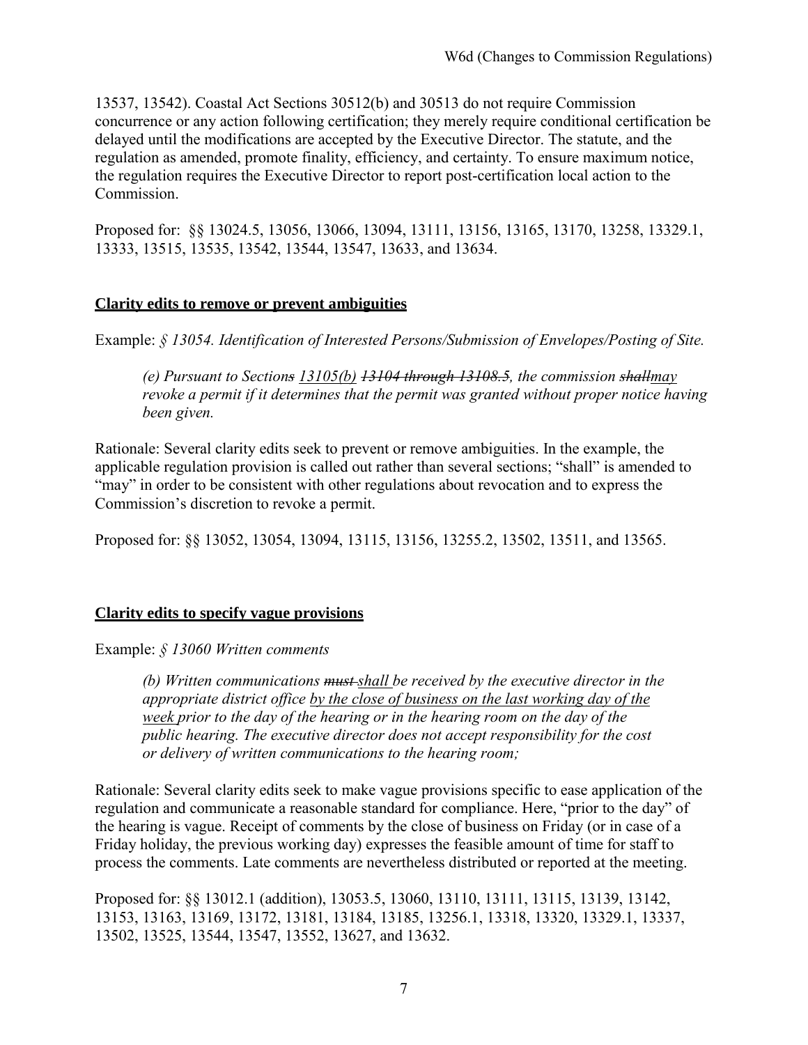13537, 13542). Coastal Act Sections 30512(b) and 30513 do not require Commission concurrence or any action following certification; they merely require conditional certification be delayed until the modifications are accepted by the Executive Director. The statute, and the regulation as amended, promote finality, efficiency, and certainty. To ensure maximum notice, the regulation requires the Executive Director to report post-certification local action to the Commission.

Proposed for: §§ 13024.5, 13056, 13066, 13094, 13111, 13156, 13165, 13170, 13258, 13329.1, 13333, 13515, 13535, 13542, 13544, 13547, 13633, and 13634.

## Clarity edits to remove or prevent ambiguities

Example: *§ 13054. Identification of Interested Persons/Submission of Envelopes/Posting of Site.*

> *(e) Pursuant to Section~~s~~ <u>13105(b)</u> ~~13104 through 13108.5~~, the commission ~~shall~~<u>may</u> revoke a permit if it determines that the permit was granted without proper notice having been given.*

Rationale: Several clarity edits seek to prevent or remove ambiguities. In the example, the applicable regulation provision is called out rather than several sections; "shall" is amended to "may" in order to be consistent with other regulations about revocation and to express the Commission's discretion to revoke a permit.

Proposed for: §§ 13052, 13054, 13094, 13115, 13156, 13255.2, 13502, 13511, and 13565.

## Clarity edits to specify vague provisions

Example: *§ 13060 Written comments*

> *(b) Written communications ~~must~~ <u>shall</u> be received by the executive director in the appropriate district office <u>by the close of business on the last working day of the week</u> prior to the day of the hearing or in the hearing room on the day of the public hearing. The executive director does not accept responsibility for the cost or delivery of written communications to the hearing room;*

Rationale: Several clarity edits seek to make vague provisions specific to ease application of the regulation and communicate a reasonable standard for compliance. Here, "prior to the day" of the hearing is vague. Receipt of comments by the close of business on Friday (or in case of a Friday holiday, the previous working day) expresses the feasible amount of time for staff to process the comments. Late comments are nevertheless distributed or reported at the meeting.

Proposed for: §§ 13012.1 (addition), 13053.5, 13060, 13110, 13111, 13115, 13139, 13142, 13153, 13163, 13169, 13172, 13181, 13184, 13185, 13256.1, 13318, 13320, 13329.1, 13337, 13502, 13525, 13544, 13547, 13552, 13627, and 13632.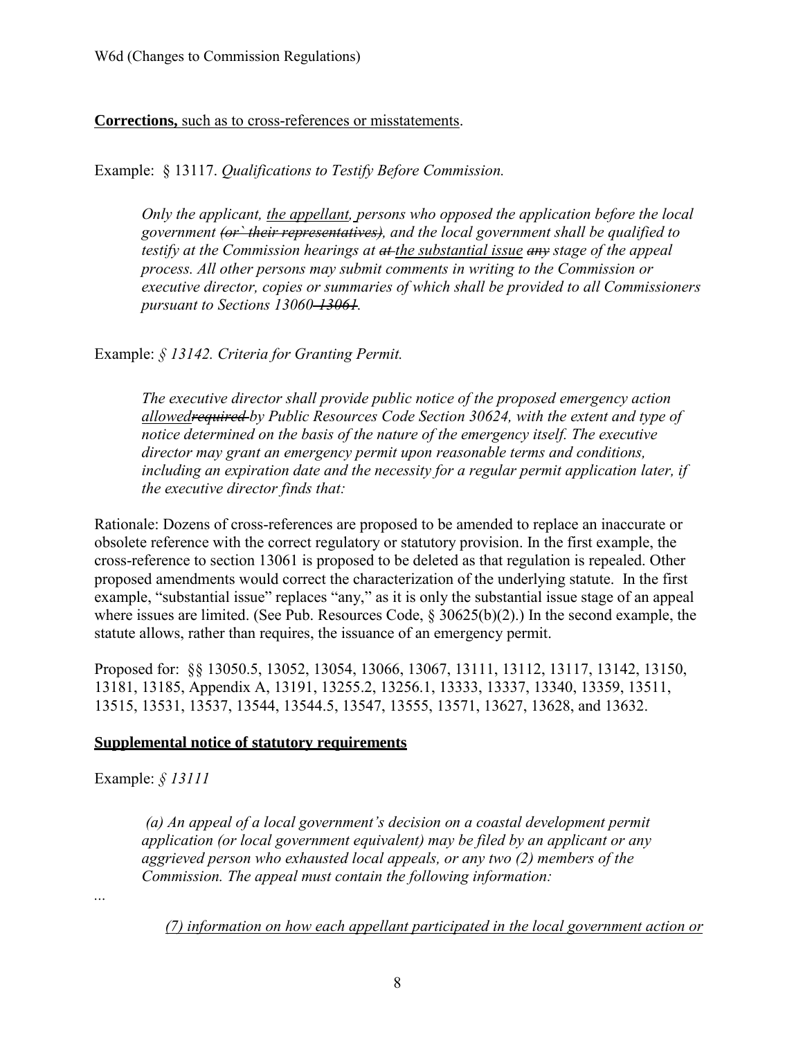**Corrections,** <u>such as to cross-references or misstatements</u>.

Example: § 13117. *Qualifications to Testify Before Commission.*

> *Only the applicant, <u>the appellant,</u> persons who opposed the application before the local government ~~(or` their representatives)~~, and the local government shall be qualified to testify at the Commission hearings at ~~at~~ <u>the substantial issue</u> ~~any~~ stage of the appeal process. All other persons may submit comments in writing to the Commission or executive director, copies or summaries of which shall be provided to all Commissioners pursuant to Sections 13060~~-13061~~.*

Example: *§ 13142. Criteria for Granting Permit.*

> *The executive director shall provide public notice of the proposed emergency action <u>allowed</u>~~required~~ by Public Resources Code Section 30624, with the extent and type of notice determined on the basis of the nature of the emergency itself. The executive director may grant an emergency permit upon reasonable terms and conditions, including an expiration date and the necessity for a regular permit application later, if the executive director finds that:*

Rationale: Dozens of cross-references are proposed to be amended to replace an inaccurate or obsolete reference with the correct regulatory or statutory provision. In the first example, the cross-reference to section 13061 is proposed to be deleted as that regulation is repealed. Other proposed amendments would correct the characterization of the underlying statute. In the first example, "substantial issue" replaces "any," as it is only the substantial issue stage of an appeal where issues are limited. (See Pub. Resources Code, § 30625(b)(2).) In the second example, the statute allows, rather than requires, the issuance of an emergency permit.

Proposed for: §§ 13050.5, 13052, 13054, 13066, 13067, 13111, 13112, 13117, 13142, 13150, 13181, 13185, Appendix A, 13191, 13255.2, 13256.1, 13333, 13337, 13340, 13359, 13511, 13515, 13531, 13537, 13544, 13544.5, 13547, 13555, 13571, 13627, 13628, and 13632.

**<u>Supplemental notice of statutory requirements</u>**

Example: *§ 13111*

> *(a) An appeal of a local government's decision on a coastal development permit application (or local government equivalent) may be filed by an applicant or any aggrieved person who exhausted local appeals, or any two (2) members of the Commission. The appeal must contain the following information:*

...

> *<u>(7) information on how each appellant participated in the local government action or</u>*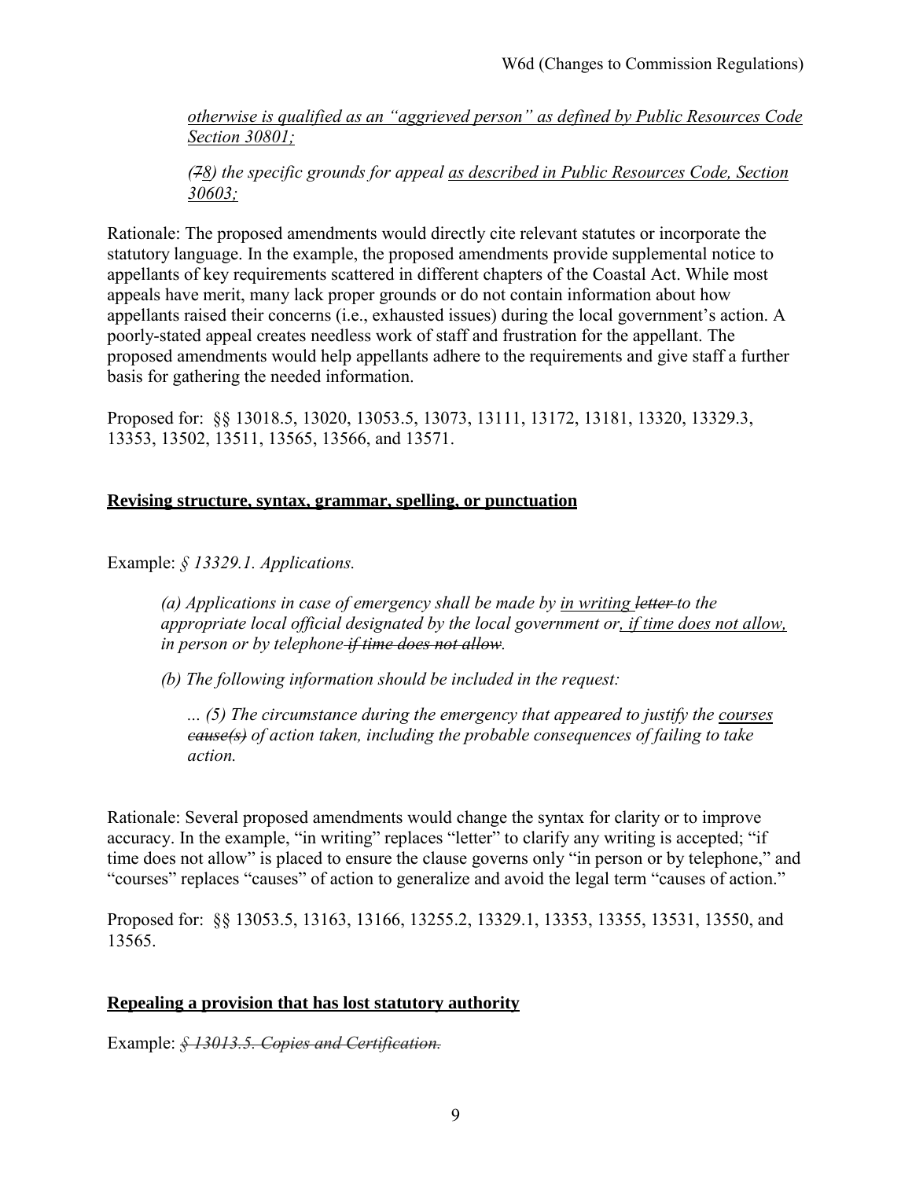*<u>otherwise is qualified as an "aggrieved person" as defined by Public Resources Code Section 30801;</u>*

*(~~7~~<u>8</u>) the specific grounds for appeal <u>as described in Public Resources Code, Section 30603;</u>*

Rationale: The proposed amendments would directly cite relevant statutes or incorporate the statutory language. In the example, the proposed amendments provide supplemental notice to appellants of key requirements scattered in different chapters of the Coastal Act. While most appeals have merit, many lack proper grounds or do not contain information about how appellants raised their concerns (i.e., exhausted issues) during the local government's action. A poorly-stated appeal creates needless work of staff and frustration for the appellant. The proposed amendments would help appellants adhere to the requirements and give staff a further basis for gathering the needed information.

Proposed for: §§ 13018.5, 13020, 13053.5, 13073, 13111, 13172, 13181, 13320, 13329.3, 13353, 13502, 13511, 13565, 13566, and 13571.

**<u>Revising structure, syntax, grammar, spelling, or punctuation</u>**

Example: *§ 13329.1. Applications.*

> *(a) Applications in case of emergency shall be made by <u>in writing</u> ~~letter~~ to the appropriate local official designated by the local government or<u>, if time does not allow,</u> in person or by telephone ~~if time does not allow~~.*
>
> *(b) The following information should be included in the request:*
>
> *... (5) The circumstance during the emergency that appeared to justify the <u>courses</u> ~~cause(s)~~ of action taken, including the probable consequences of failing to take action.*

Rationale: Several proposed amendments would change the syntax for clarity or to improve accuracy. In the example, "in writing" replaces "letter" to clarify any writing is accepted; "if time does not allow" is placed to ensure the clause governs only "in person or by telephone," and "courses" replaces "causes" of action to generalize and avoid the legal term "causes of action."

Proposed for: §§ 13053.5, 13163, 13166, 13255.2, 13329.1, 13353, 13355, 13531, 13550, and 13565.

**<u>Repealing a provision that has lost statutory authority</u>**

Example: *~~§ 13013.5. Copies and Certification.~~*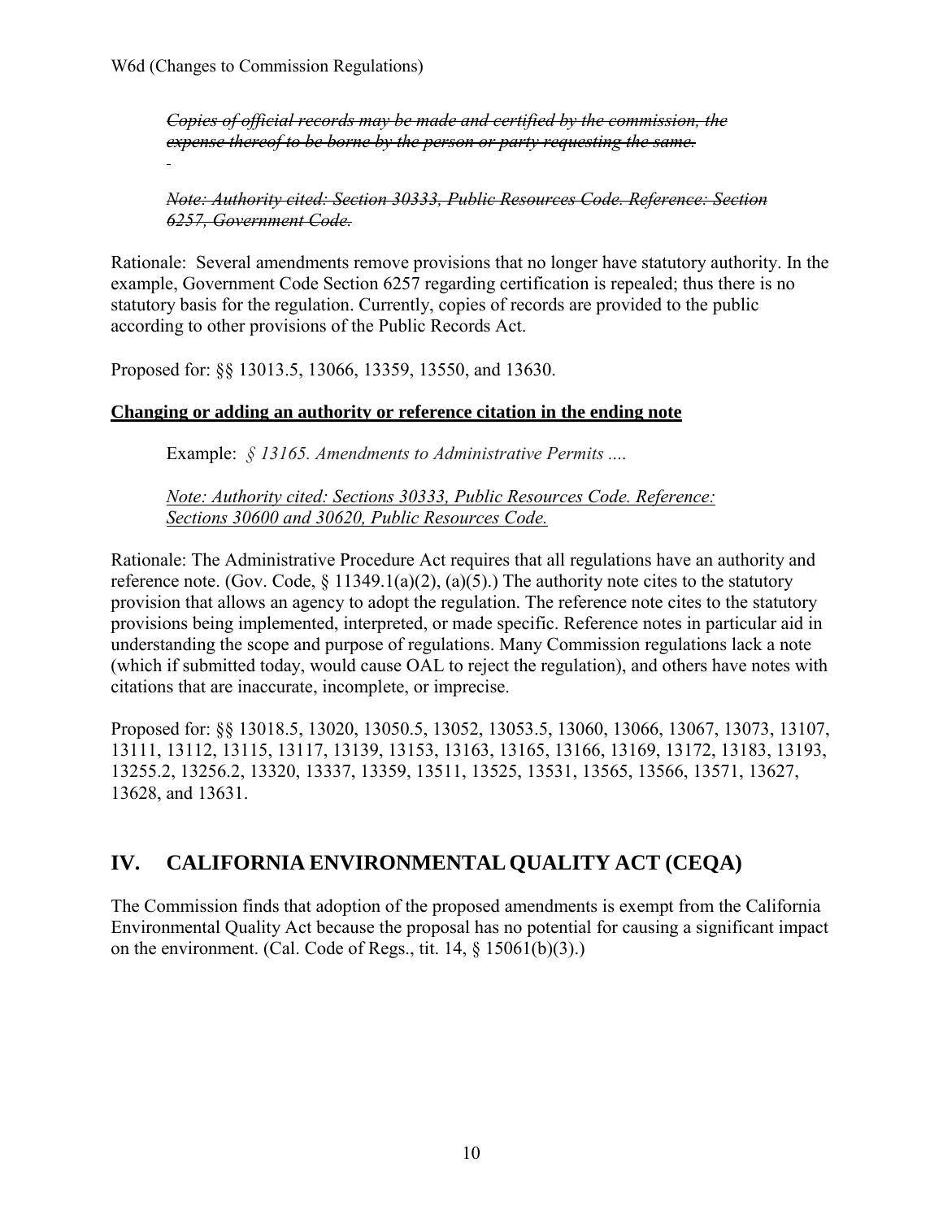~~*Copies of official records may be made and certified by the commission, the expense thereof to be borne by the person or party requesting the same.*~~

~~*Note: Authority cited: Section 30333, Public Resources Code. Reference: Section 6257, Government Code.*~~

Rationale: Several amendments remove provisions that no longer have statutory authority. In the example, Government Code Section 6257 regarding certification is repealed; thus there is no statutory basis for the regulation. Currently, copies of records are provided to the public according to other provisions of the Public Records Act.

Proposed for: §§ 13013.5, 13066, 13359, 13550, and 13630.

**<u>Changing or adding an authority or reference citation in the ending note</u>**

Example: *§ 13165. Amendments to Administrative Permits ....*

<u>*Note: Authority cited: Sections 30333, Public Resources Code. Reference: Sections 30600 and 30620, Public Resources Code.*</u>

Rationale: The Administrative Procedure Act requires that all regulations have an authority and reference note. (Gov. Code, § 11349.1(a)(2), (a)(5).) The authority note cites to the statutory provision that allows an agency to adopt the regulation. The reference note cites to the statutory provisions being implemented, interpreted, or made specific. Reference notes in particular aid in understanding the scope and purpose of regulations. Many Commission regulations lack a note (which if submitted today, would cause OAL to reject the regulation), and others have notes with citations that are inaccurate, incomplete, or imprecise.

Proposed for: §§ 13018.5, 13020, 13050.5, 13052, 13053.5, 13060, 13066, 13067, 13073, 13107, 13111, 13112, 13115, 13117, 13139, 13153, 13163, 13165, 13166, 13169, 13172, 13183, 13193, 13255.2, 13256.2, 13320, 13337, 13359, 13511, 13525, 13531, 13565, 13566, 13571, 13627, 13628, and 13631.

# IV. CALIFORNIA ENVIRONMENTAL QUALITY ACT (CEQA)

The Commission finds that adoption of the proposed amendments is exempt from the California Environmental Quality Act because the proposal has no potential for causing a significant impact on the environment. (Cal. Code of Regs., tit. 14, § 15061(b)(3).)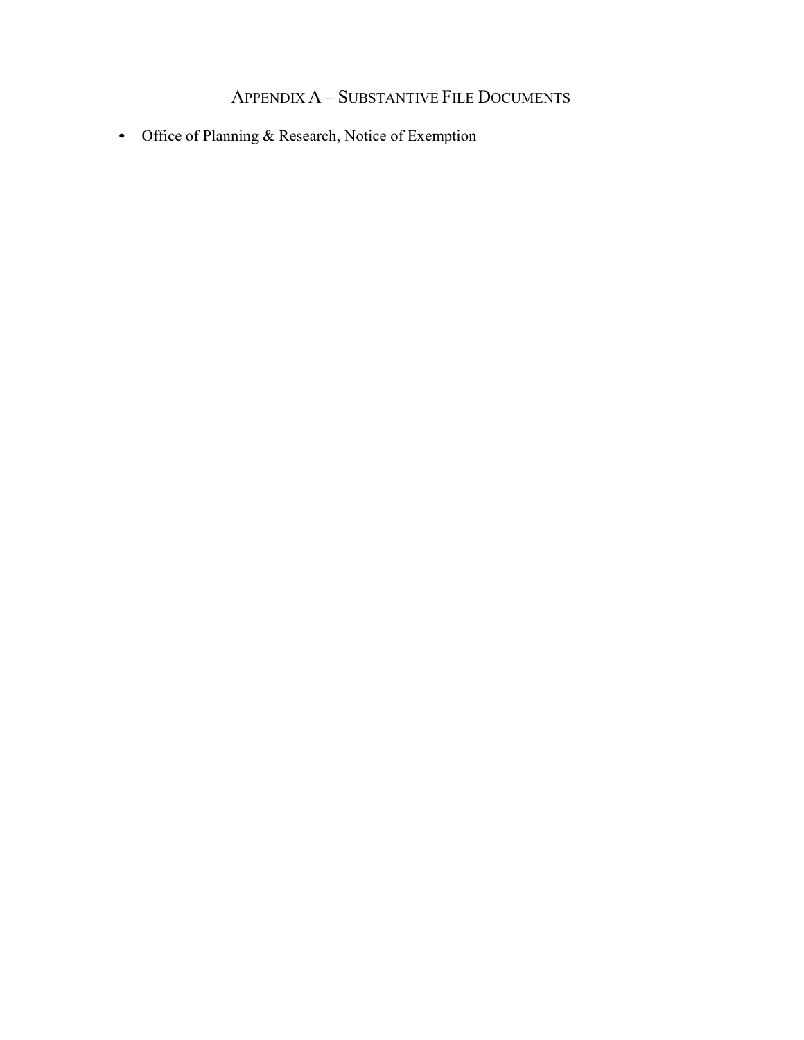# Appendix A – Substantive File Documents

- Office of Planning & Research, Notice of Exemption